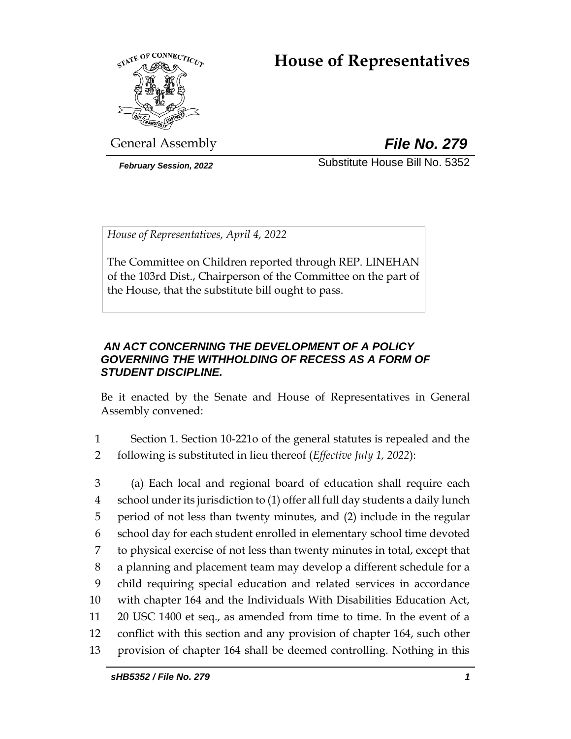# House of Representatives

General Assembly **File No. 279**

*February Session, 2022* Substitute House Bill No. 5352

*House of Representatives, April 4, 2022*

The Committee on Children reported through REP. LINEHAN of the 103rd Dist., Chairperson of the Committee on the part of the House, that the substitute bill ought to pass.

***AN ACT CONCERNING THE DEVELOPMENT OF A POLICY GOVERNING THE WITHHOLDING OF RECESS AS A FORM OF STUDENT DISCIPLINE.***

Be it enacted by the Senate and House of Representatives in General Assembly convened:

1 Section 1. Section 10-221o of the general statutes is repealed and the
2 following is substituted in lieu thereof (*Effective July 1, 2022*):

3 (a) Each local and regional board of education shall require each
4 school under its jurisdiction to (1) offer all full day students a daily lunch
5 period of not less than twenty minutes, and (2) include in the regular
6 school day for each student enrolled in elementary school time devoted
7 to physical exercise of not less than twenty minutes in total, except that
8 a planning and placement team may develop a different schedule for a
9 child requiring special education and related services in accordance
10 with chapter 164 and the Individuals With Disabilities Education Act,
11 20 USC 1400 et seq., as amended from time to time. In the event of a
12 conflict with this section and any provision of chapter 164, such other
13 provision of chapter 164 shall be deemed controlling. Nothing in this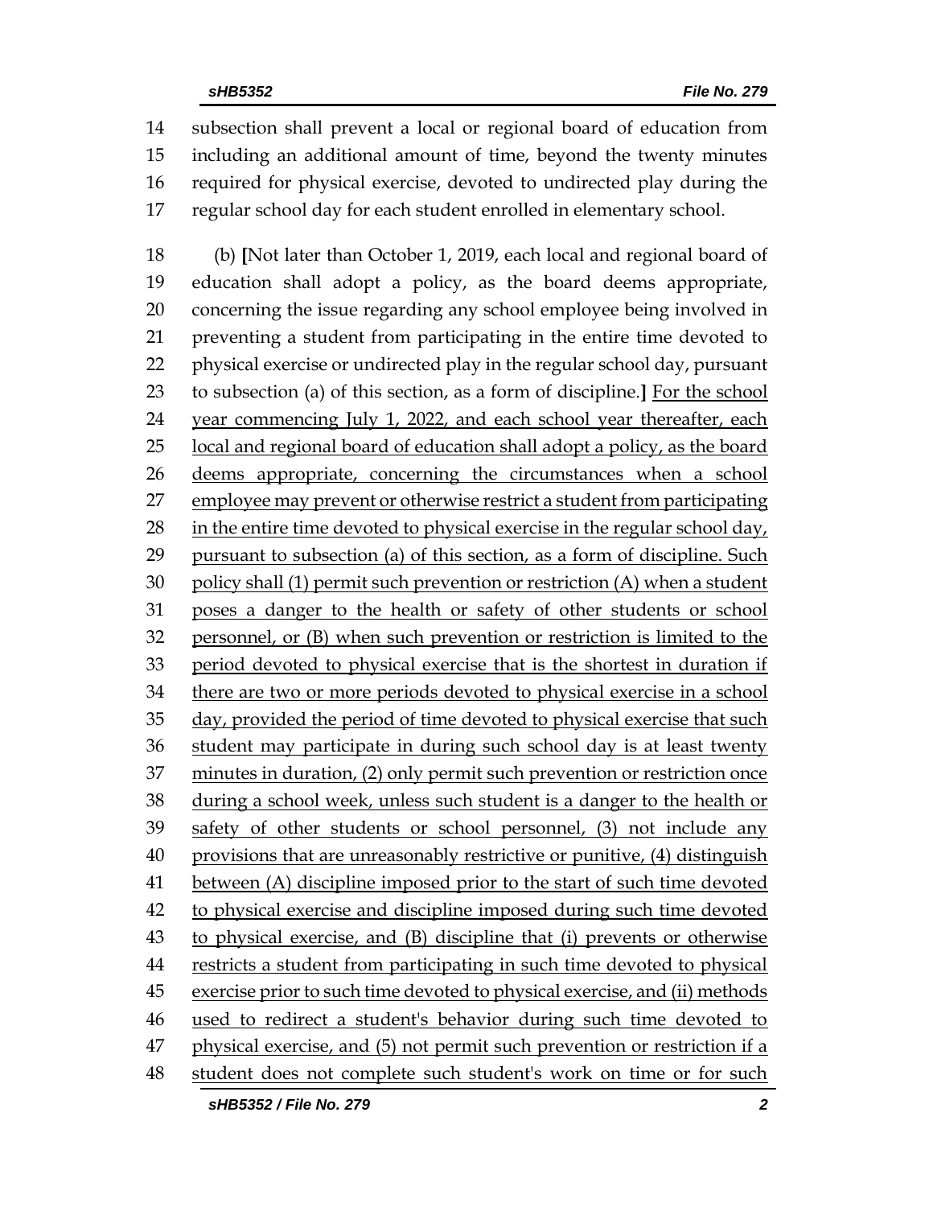subsection shall prevent a local or regional board of education from including an additional amount of time, beyond the twenty minutes required for physical exercise, devoted to undirected play during the regular school day for each student enrolled in elementary school.

(b) **[**Not later than October 1, 2019, each local and regional board of education shall adopt a policy, as the board deems appropriate, concerning the issue regarding any school employee being involved in preventing a student from participating in the entire time devoted to physical exercise or undirected play in the regular school day, pursuant to subsection (a) of this section, as a form of discipline.**]** <u>For the school year commencing July 1, 2022, and each school year thereafter, each local and regional board of education shall adopt a policy, as the board deems appropriate, concerning the circumstances when a school employee may prevent or otherwise restrict a student from participating in the entire time devoted to physical exercise in the regular school day, pursuant to subsection (a) of this section, as a form of discipline. Such policy shall (1) permit such prevention or restriction (A) when a student poses a danger to the health or safety of other students or school personnel, or (B) when such prevention or restriction is limited to the period devoted to physical exercise that is the shortest in duration if there are two or more periods devoted to physical exercise in a school day, provided the period of time devoted to physical exercise that such student may participate in during such school day is at least twenty minutes in duration, (2) only permit such prevention or restriction once during a school week, unless such student is a danger to the health or safety of other students or school personnel, (3) not include any provisions that are unreasonably restrictive or punitive, (4) distinguish between (A) discipline imposed prior to the start of such time devoted to physical exercise and discipline imposed during such time devoted to physical exercise, and (B) discipline that (i) prevents or otherwise restricts a student from participating in such time devoted to physical exercise prior to such time devoted to physical exercise, and (ii) methods used to redirect a student's behavior during such time devoted to physical exercise, and (5) not permit such prevention or restriction if a student does not complete such student's work on time or for such</u>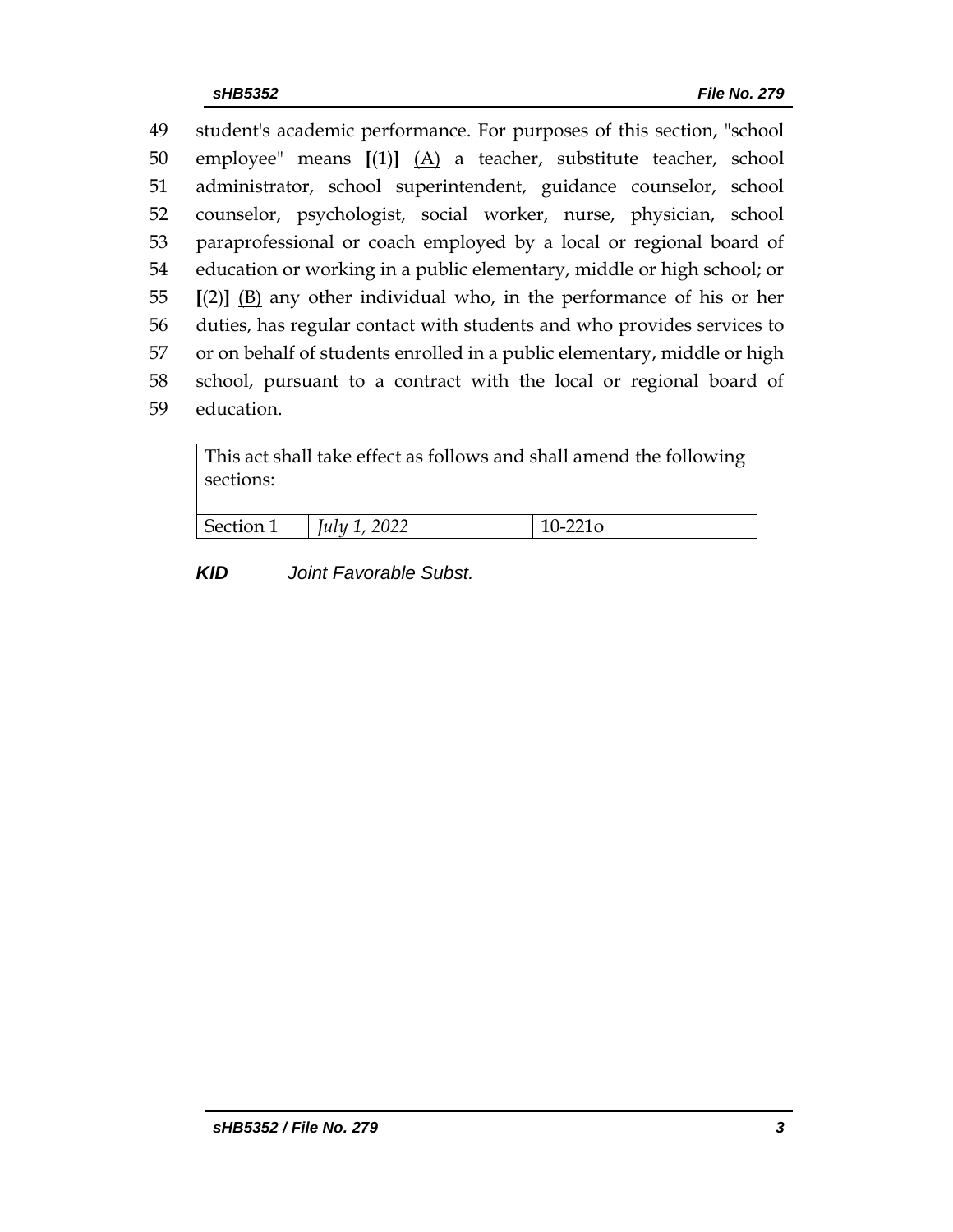49 <u>student's academic performance.</u> For purposes of this section, "school
50 employee" means [(1)] <u>(A)</u> a teacher, substitute teacher, school
51 administrator, school superintendent, guidance counselor, school
52 counselor, psychologist, social worker, nurse, physician, school
53 paraprofessional or coach employed by a local or regional board of
54 education or working in a public elementary, middle or high school; or
55 [(2)] <u>(B)</u> any other individual who, in the performance of his or her
56 duties, has regular contact with students and who provides services to
57 or on behalf of students enrolled in a public elementary, middle or high
58 school, pursuant to a contract with the local or regional board of
59 education.

| This act shall take effect as follows and shall amend the following sections: | | |
|---|---|---|
| Section 1 | *July 1, 2022* | 10-221o |

***KID*** *Joint Favorable Subst.*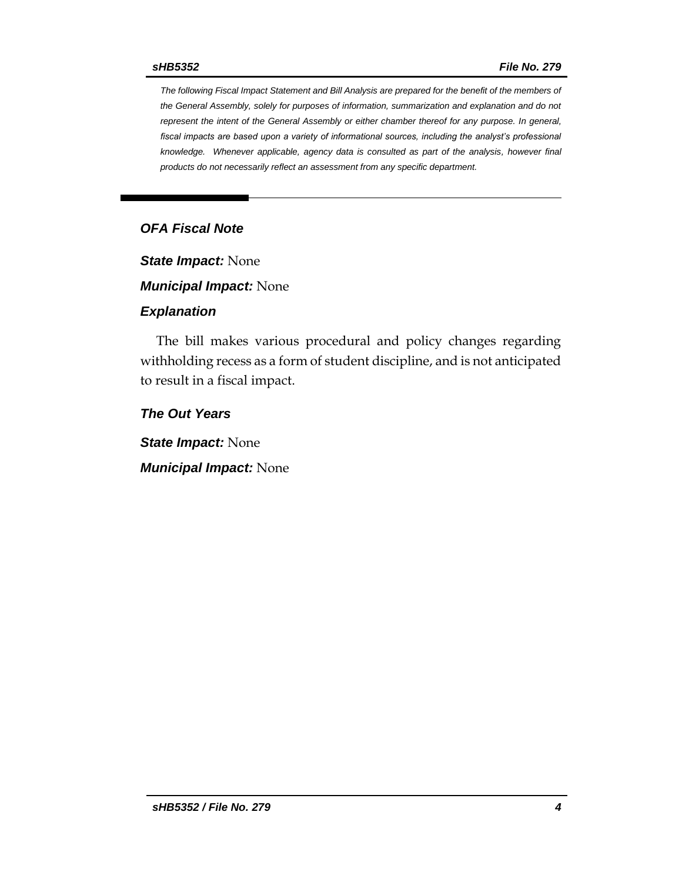*The following Fiscal Impact Statement and Bill Analysis are prepared for the benefit of the members of the General Assembly, solely for purposes of information, summarization and explanation and do not represent the intent of the General Assembly or either chamber thereof for any purpose. In general, fiscal impacts are based upon a variety of informational sources, including the analyst's professional knowledge. Whenever applicable, agency data is consulted as part of the analysis, however final products do not necessarily reflect an assessment from any specific department.*

## *OFA Fiscal Note*

***State Impact:*** None

***Municipal Impact:*** None

### *Explanation*

The bill makes various procedural and policy changes regarding withholding recess as a form of student discipline, and is not anticipated to result in a fiscal impact.

### *The Out Years*

***State Impact:*** None

***Municipal Impact:*** None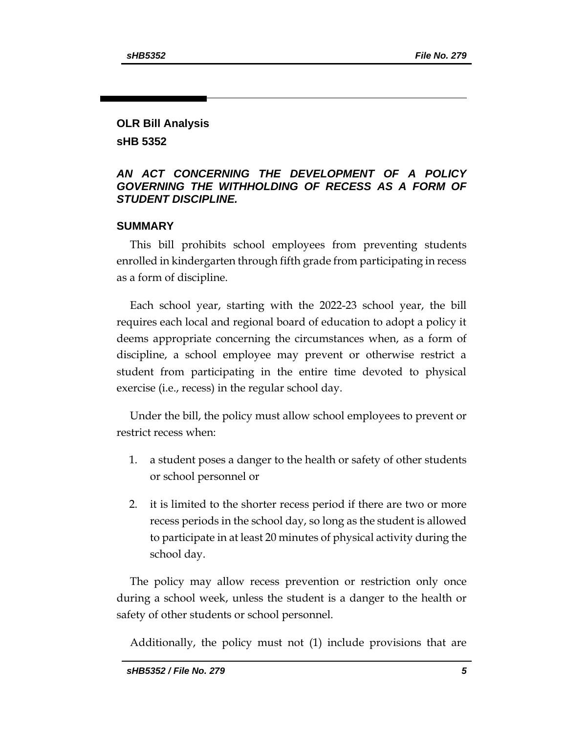## OLR Bill Analysis

## sHB 5352

### *AN ACT CONCERNING THE DEVELOPMENT OF A POLICY GOVERNING THE WITHHOLDING OF RECESS AS A FORM OF STUDENT DISCIPLINE.*

### SUMMARY

This bill prohibits school employees from preventing students enrolled in kindergarten through fifth grade from participating in recess as a form of discipline.

Each school year, starting with the 2022-23 school year, the bill requires each local and regional board of education to adopt a policy it deems appropriate concerning the circumstances when, as a form of discipline, a school employee may prevent or otherwise restrict a student from participating in the entire time devoted to physical exercise (i.e., recess) in the regular school day.

Under the bill, the policy must allow school employees to prevent or restrict recess when:

1. a student poses a danger to the health or safety of other students or school personnel or
2. it is limited to the shorter recess period if there are two or more recess periods in the school day, so long as the student is allowed to participate in at least 20 minutes of physical activity during the school day.

The policy may allow recess prevention or restriction only once during a school week, unless the student is a danger to the health or safety of other students or school personnel.

Additionally, the policy must not (1) include provisions that are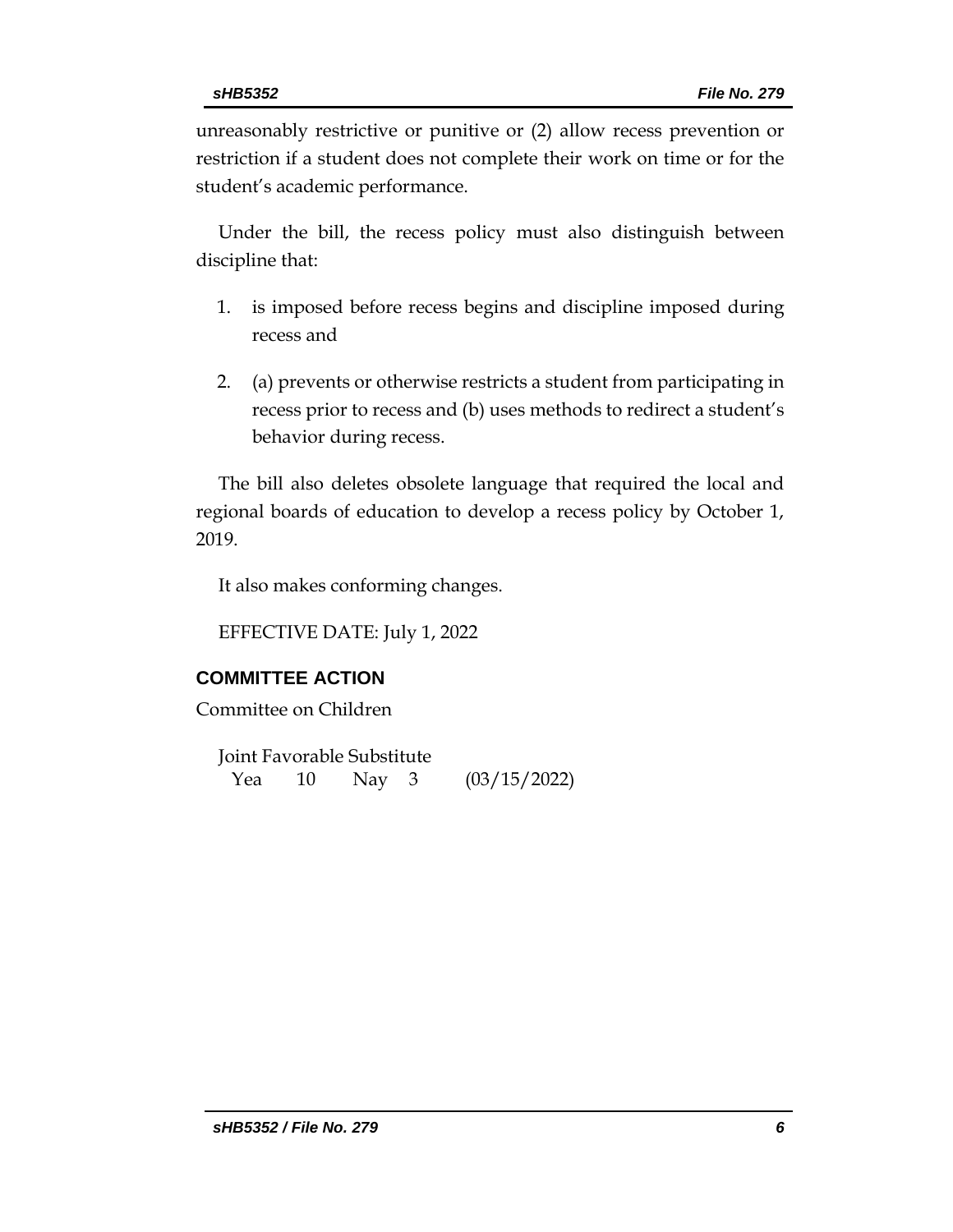unreasonably restrictive or punitive or (2) allow recess prevention or restriction if a student does not complete their work on time or for the student's academic performance.

Under the bill, the recess policy must also distinguish between discipline that:

1. is imposed before recess begins and discipline imposed during recess and
2. (a) prevents or otherwise restricts a student from participating in recess prior to recess and (b) uses methods to redirect a student's behavior during recess.

The bill also deletes obsolete language that required the local and regional boards of education to develop a recess policy by October 1, 2019.

It also makes conforming changes.

EFFECTIVE DATE: July 1, 2022

## COMMITTEE ACTION

Committee on Children

Joint Favorable Substitute
Yea 10 Nay 3 (03/15/2022)